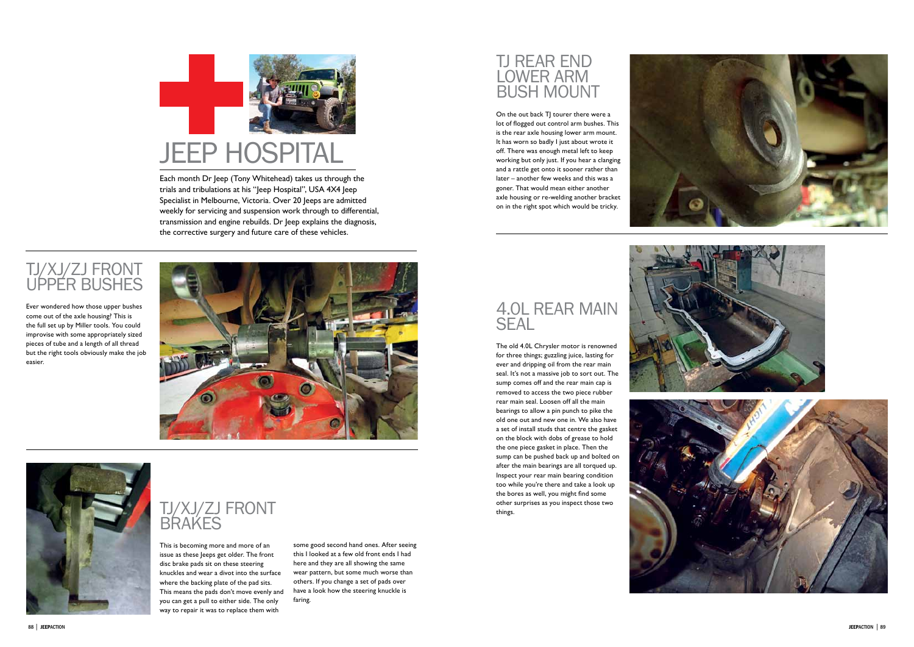# JEEP HOSPITAL

Each month Dr Jeep (Tony Whitehead) takes us through the trials and tribulations at his "Jeep Hospital", USA 4X4 Jeep Specialist in Melbourne, Victoria. Over 20 Jeeps are admitted weekly for servicing and suspension work through to differential, transmission and engine rebuilds. Dr Jeep explains the diagnosis, the corrective surgery and future care of these vehicles.

## TJ/XJ/ZJ FRONT UPPER BUSHES

Ever wondered how those upper bushes come out of the axle housing? This is the full set up by Miller tools. You could improvise with some appropriately sized pieces of tube and a length of all thread but the right tools obviously make the job easier.

## TJ/XJ/ZJ FRONT BRAKES

This is becoming more and more of an issue as these Jeeps get older. The front disc brake pads sit on these steering knuckles and wear a divot into the surface where the backing plate of the pad sits. This means the pads don't move evenly and you can get a pull to either side. The only way to repair it was to replace them with some good second hand ones. After seeing this I looked at a few old front ends I had here and they are all showing the same wear pattern, but some much worse than others. If you change a set of pads over have a look how the steering knuckle is faring.

## TJ REAR END LOWER ARM BUSH MOUNT

On the out back TJ tourer there were a lot of flogged out control arm bushes. This is the rear axle housing lower arm mount. It has worn so badly I just about wrote it off. There was enough metal left to keep working but only just. If you hear a clanging and a rattle get onto it sooner rather than later – another few weeks and this was a goner. That would mean either another axle housing or re-welding another bracket on in the right spot which would be tricky.

## 4.0L REAR MAIN SEAL

The old 4.0L Chrysler motor is renowned for three things; guzzling juice, lasting for ever and dripping oil from the rear main seal. It's not a massive job to sort out. The sump comes off and the rear main cap is removed to access the two piece rubber rear main seal. Loosen off all the main bearings to allow a pin punch to pike the old one out and new one in. We also have a set of install studs that centre the gasket on the block with dobs of grease to hold the one piece gasket in place. Then the sump can be pushed back up and bolted on after the main bearings are all torqued up. Inspect your rear main bearing condition too while you're there and take a look up the bores as well, you might find some other surprises as you inspect those two things.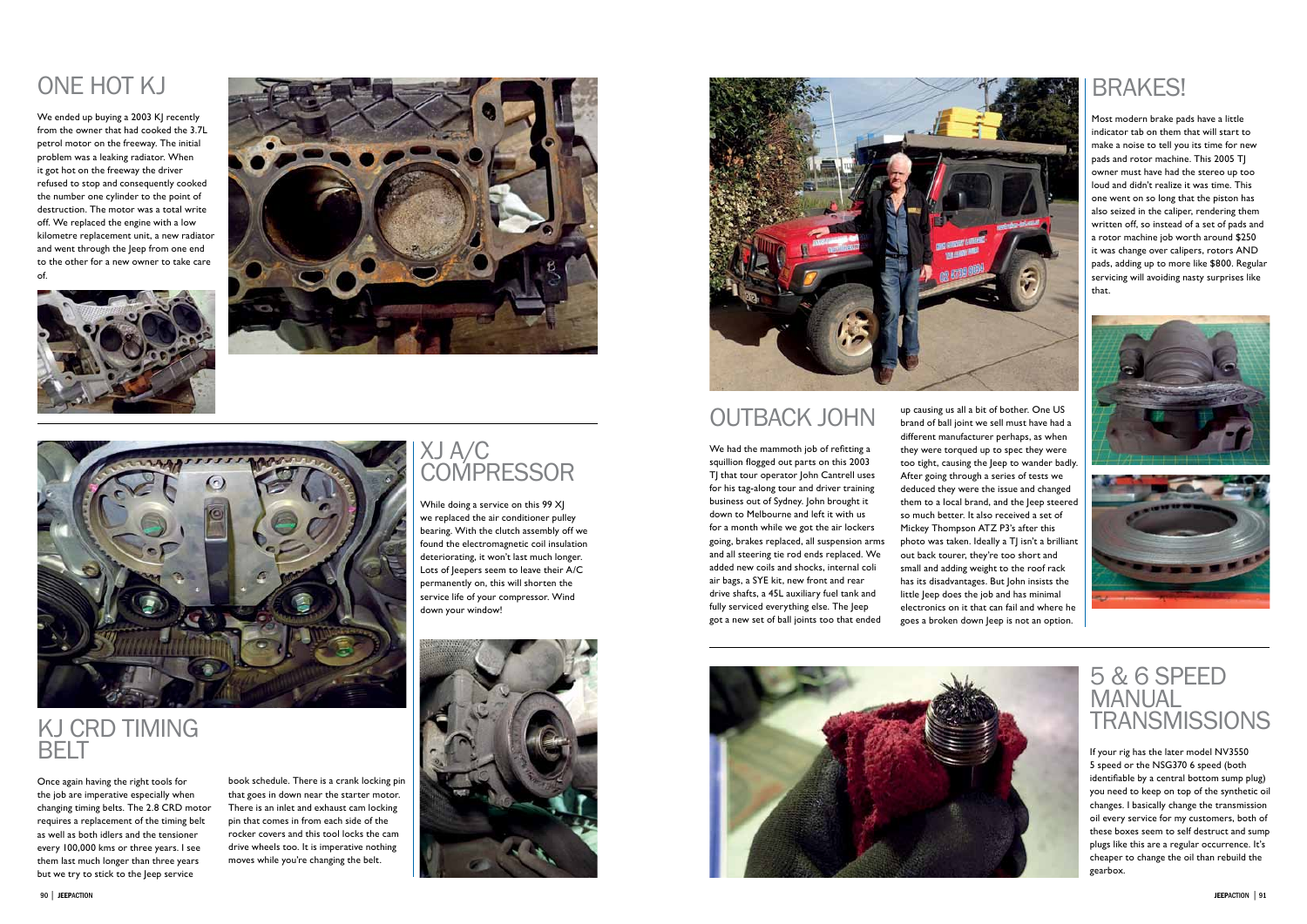## ONE HOT KJ

We ended up buying a 2003 KJ recently from the owner that had cooked the 3.7L petrol motor on the freeway. The initial problem was a leaking radiator. When it got hot on the freeway the driver refused to stop and consequently cooked the number one cylinder to the point of destruction. The motor was a total write off. We replaced the engine with a low kilometre replacement unit, a new radiator and went through the Jeep from one end to the other for a new owner to take care of.

## KJ CRD TIMING BELT

Once again having the right tools for the job are imperative especially when changing timing belts. The 2.8 CRD motor requires a replacement of the timing belt as well as both idlers and the tensioner every 100,000 kms or three years. I see them last much longer than three years but we try to stick to the Jeep service book schedule. There is a crank locking pin that goes in down near the starter motor. There is an inlet and exhaust cam locking pin that comes in from each side of the rocker covers and this tool locks the cam drive wheels too. It is imperative nothing moves while you're changing the belt.

## XJ A/C COMPRESSOR

While doing a service on this 99 XJ we replaced the air conditioner pulley bearing. With the clutch assembly off we found the electromagnetic coil insulation deteriorating, it won't last much longer. Lots of Jeepers seem to leave their A/C permanently on, this will shorten the service life of your compressor. Wind down your window!

## OUTBACK JOHN

We had the mammoth job of refitting a squillion flogged out parts on this 2003 TJ that tour operator John Cantrell uses for his tag-along tour and driver training business out of Sydney. John brought it down to Melbourne and left it with us for a month while we got the air lockers going, brakes replaced, all suspension arms and all steering tie rod ends replaced. We added new coils and shocks, internal coli air bags, a SYE kit, new front and rear drive shafts, a 45L auxiliary fuel tank and fully serviced everything else. The Jeep got a new set of ball joints too that ended up causing us all a bit of bother. One US brand of ball joint we sell must have had a different manufacturer perhaps, as when they were torqued up to spec they were too tight, causing the Jeep to wander badly. After going through a series of tests we deduced they were the issue and changed them to a local brand, and the Jeep steered so much better. It also received a set of Mickey Thompson ATZ P3's after this photo was taken. Ideally a TJ isn't a brilliant out back tourer, they're too short and small and adding weight to the roof rack has its disadvantages. But John insists the little Jeep does the job and has minimal electronics on it that can fail and where he goes a broken down Jeep is not an option.

## BRAKES!

Most modern brake pads have a little indicator tab on them that will start to make a noise to tell you its time for new pads and rotor machine. This 2005 TJ owner must have had the stereo up too loud and didn't realize it was time. This one went on so long that the piston has also seized in the caliper, rendering them written off, so instead of a set of pads and a rotor machine job worth around $250 it was change over calipers, rotors AND pads, adding up to more like $800. Regular servicing will avoiding nasty surprises like that.

## 5 & 6 SPEED MANUAL TRANSMISSIONS

If your rig has the later model NV3550 5 speed or the NSG370 6 speed (both identifiable by a central bottom sump plug) you need to keep on top of the synthetic oil changes. I basically change the transmission oil every service for my customers, both of these boxes seem to self destruct and sump plugs like this are a regular occurrence. It's cheaper to change the oil than rebuild the gearbox.